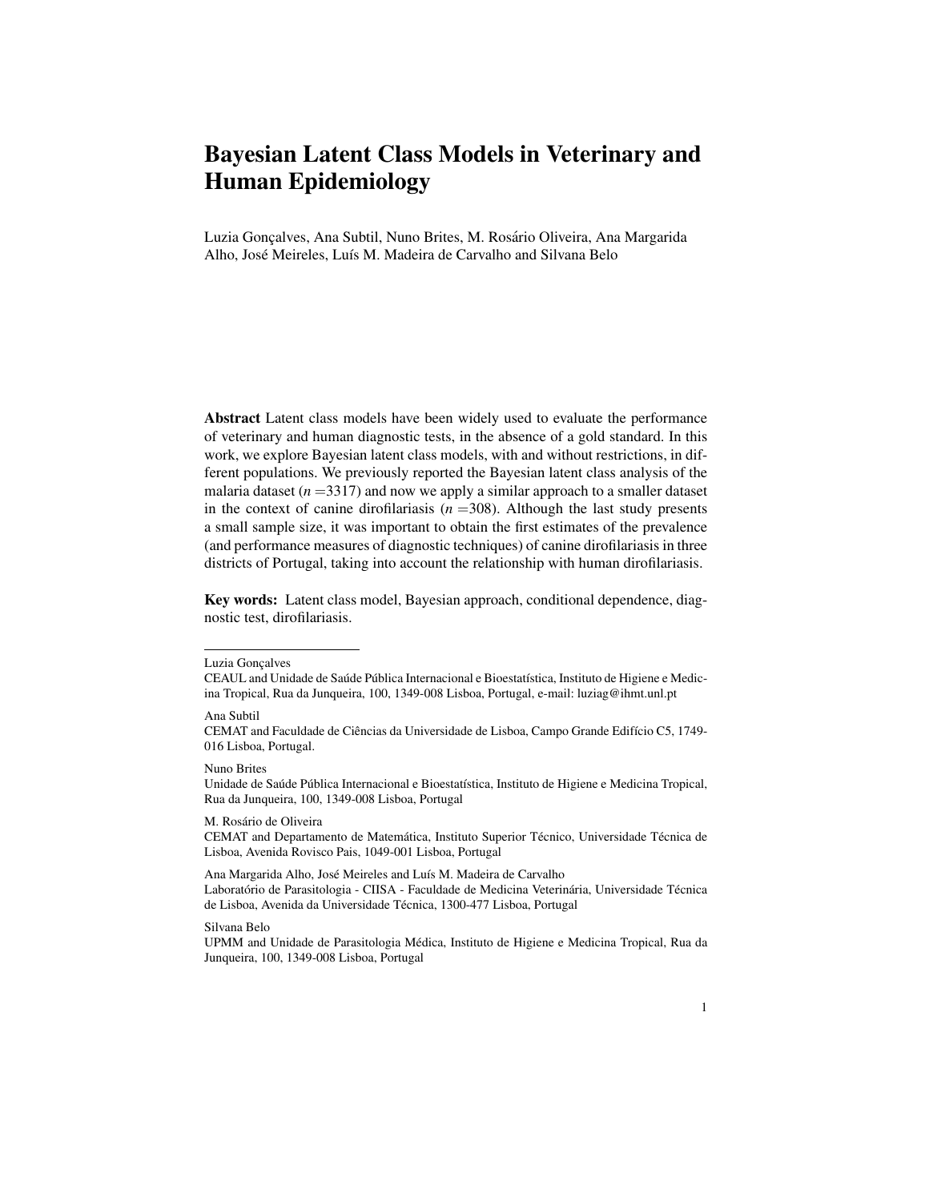# Bayesian Latent Class Models in Veterinary and Human Epidemiology

Luzia Gonçalves, Ana Subtil, Nuno Brites, M. Rosário Oliveira, Ana Margarida Alho, José Meireles, Luís M. Madeira de Carvalho and Silvana Belo

**Abstract** Latent class models have been widely used to evaluate the performance of veterinary and human diagnostic tests, in the absence of a gold standard. In this work, we explore Bayesian latent class models, with and without restrictions, in different populations. We previously reported the Bayesian latent class analysis of the malaria dataset ($n$ =3317) and now we apply a similar approach to a smaller dataset in the context of canine dirofilariasis ($n$ =308). Although the last study presents a small sample size, it was important to obtain the first estimates of the prevalence (and performance measures of diagnostic techniques) of canine dirofilariasis in three districts of Portugal, taking into account the relationship with human dirofilariasis.

**Key words:** Latent class model, Bayesian approach, conditional dependence, diagnostic test, dirofilariasis.

---

Luzia Gonçalves
CEAUL and Unidade de Saúde Pública Internacional e Bioestatística, Instituto de Higiene e Medicina Tropical, Rua da Junqueira, 100, 1349-008 Lisboa, Portugal, e-mail: luziag@ihmt.unl.pt

Ana Subtil
CEMAT and Faculdade de Ciências da Universidade de Lisboa, Campo Grande Edifício C5, 1749-016 Lisboa, Portugal.

Nuno Brites
Unidade de Saúde Pública Internacional e Bioestatística, Instituto de Higiene e Medicina Tropical, Rua da Junqueira, 100, 1349-008 Lisboa, Portugal

M. Rosário de Oliveira
CEMAT and Departamento de Matemática, Instituto Superior Técnico, Universidade Técnica de Lisboa, Avenida Rovisco Pais, 1049-001 Lisboa, Portugal

Ana Margarida Alho, José Meireles and Luís M. Madeira de Carvalho
Laboratório de Parasitologia - CIISA - Faculdade de Medicina Veterinária, Universidade Técnica de Lisboa, Avenida da Universidade Técnica, 1300-477 Lisboa, Portugal

Silvana Belo
UPMM and Unidade de Parasitologia Médica, Instituto de Higiene e Medicina Tropical, Rua da Junqueira, 100, 1349-008 Lisboa, Portugal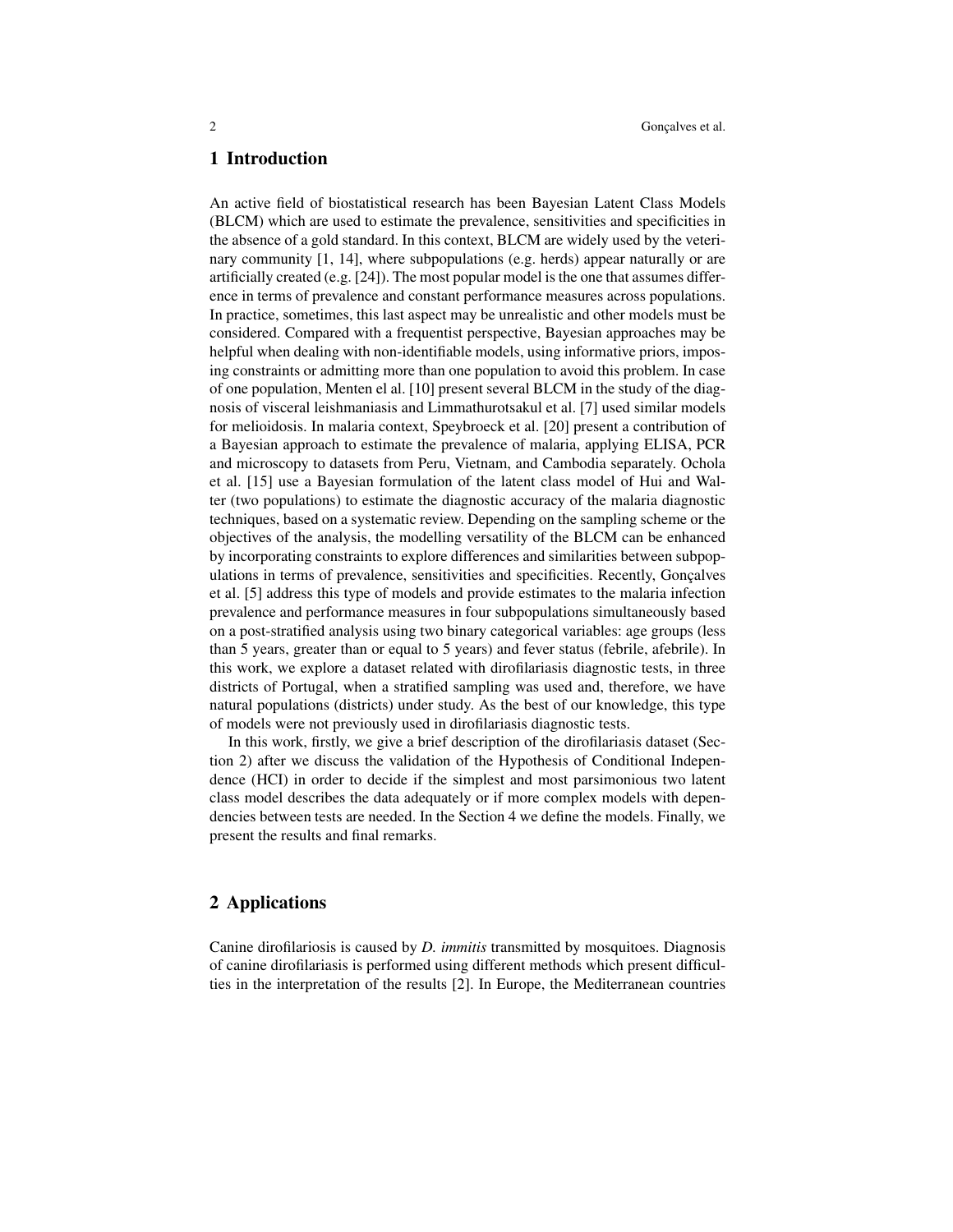## 1 Introduction

An active field of biostatistical research has been Bayesian Latent Class Models (BLCM) which are used to estimate the prevalence, sensitivities and specificities in the absence of a gold standard. In this context, BLCM are widely used by the veterinary community [1, 14], where subpopulations (e.g. herds) appear naturally or are artificially created (e.g. [24]). The most popular model is the one that assumes difference in terms of prevalence and constant performance measures across populations. In practice, sometimes, this last aspect may be unrealistic and other models must be considered. Compared with a frequentist perspective, Bayesian approaches may be helpful when dealing with non-identifiable models, using informative priors, imposing constraints or admitting more than one population to avoid this problem. In case of one population, Menten el al. [10] present several BLCM in the study of the diagnosis of visceral leishmaniasis and Limmathurotsakul et al. [7] used similar models for melioidosis. In malaria context, Speybroeck et al. [20] present a contribution of a Bayesian approach to estimate the prevalence of malaria, applying ELISA, PCR and microscopy to datasets from Peru, Vietnam, and Cambodia separately. Ochola et al. [15] use a Bayesian formulation of the latent class model of Hui and Walter (two populations) to estimate the diagnostic accuracy of the malaria diagnostic techniques, based on a systematic review. Depending on the sampling scheme or the objectives of the analysis, the modelling versatility of the BLCM can be enhanced by incorporating constraints to explore differences and similarities between subpopulations in terms of prevalence, sensitivities and specificities. Recently, Gonçalves et al. [5] address this type of models and provide estimates to the malaria infection prevalence and performance measures in four subpopulations simultaneously based on a post-stratified analysis using two binary categorical variables: age groups (less than 5 years, greater than or equal to 5 years) and fever status (febrile, afebrile). In this work, we explore a dataset related with dirofilariasis diagnostic tests, in three districts of Portugal, when a stratified sampling was used and, therefore, we have natural populations (districts) under study. As the best of our knowledge, this type of models were not previously used in dirofilariasis diagnostic tests.

In this work, firstly, we give a brief description of the dirofilariasis dataset (Section 2) after we discuss the validation of the Hypothesis of Conditional Independence (HCI) in order to decide if the simplest and most parsimonious two latent class model describes the data adequately or if more complex models with dependencies between tests are needed. In the Section 4 we define the models. Finally, we present the results and final remarks.

## 2 Applications

Canine dirofilariosis is caused by *D. immitis* transmitted by mosquitoes. Diagnosis of canine dirofilariasis is performed using different methods which present difficulties in the interpretation of the results [2]. In Europe, the Mediterranean countries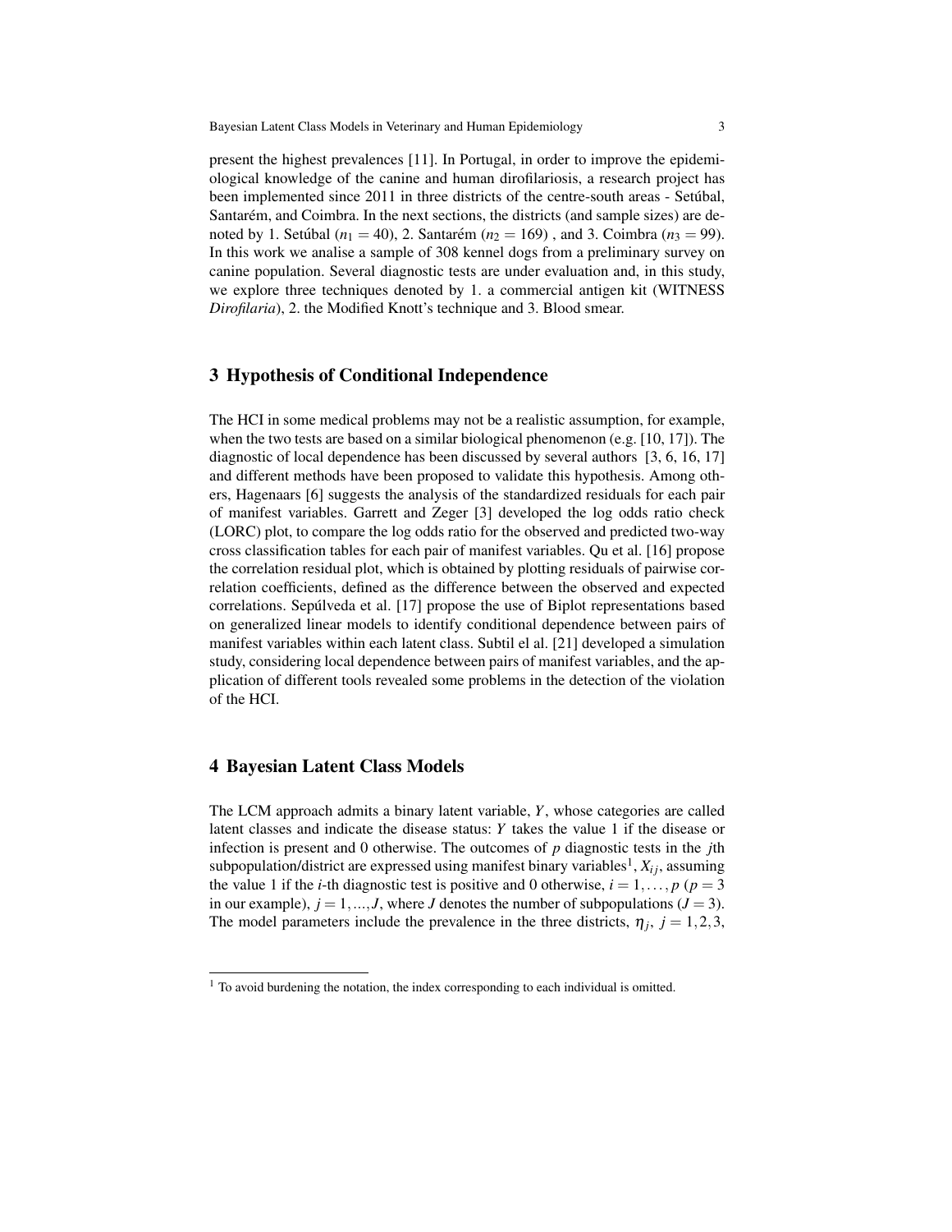present the highest prevalences [11]. In Portugal, in order to improve the epidemiological knowledge of the canine and human dirofilariosis, a research project has been implemented since 2011 in three districts of the centre-south areas - Setúbal, Santarém, and Coimbra. In the next sections, the districts (and sample sizes) are denoted by 1. Setúbal ($n_1 = 40$), 2. Santarém ($n_2 = 169$) , and 3. Coimbra ($n_3 = 99$). In this work we analise a sample of 308 kennel dogs from a preliminary survey on canine population. Several diagnostic tests are under evaluation and, in this study, we explore three techniques denoted by 1. a commercial antigen kit (WITNESS *Dirofilaria*), 2. the Modified Knott's technique and 3. Blood smear.

## 3 Hypothesis of Conditional Independence

The HCI in some medical problems may not be a realistic assumption, for example, when the two tests are based on a similar biological phenomenon (e.g. [10, 17]). The diagnostic of local dependence has been discussed by several authors [3, 6, 16, 17] and different methods have been proposed to validate this hypothesis. Among others, Hagenaars [6] suggests the analysis of the standardized residuals for each pair of manifest variables. Garrett and Zeger [3] developed the log odds ratio check (LORC) plot, to compare the log odds ratio for the observed and predicted two-way cross classification tables for each pair of manifest variables. Qu et al. [16] propose the correlation residual plot, which is obtained by plotting residuals of pairwise correlation coefficients, defined as the difference between the observed and expected correlations. Sepúlveda et al. [17] propose the use of Biplot representations based on generalized linear models to identify conditional dependence between pairs of manifest variables within each latent class. Subtil el al. [21] developed a simulation study, considering local dependence between pairs of manifest variables, and the application of different tools revealed some problems in the detection of the violation of the HCI.

## 4 Bayesian Latent Class Models

The LCM approach admits a binary latent variable, $Y$, whose categories are called latent classes and indicate the disease status: $Y$ takes the value 1 if the disease or infection is present and 0 otherwise. The outcomes of $p$ diagnostic tests in the $j$th subpopulation/district are expressed using manifest binary variables[1], $X_{ij}$, assuming the value 1 if the $i$-th diagnostic test is positive and 0 otherwise, $i = 1, \ldots, p$ ($p = 3$ in our example), $j = 1, ..., J$, where $J$ denotes the number of subpopulations ($J = 3$). The model parameters include the prevalence in the three districts, $\eta_j,\ j = 1, 2, 3$,

[1] To avoid burdening the notation, the index corresponding to each individual is omitted.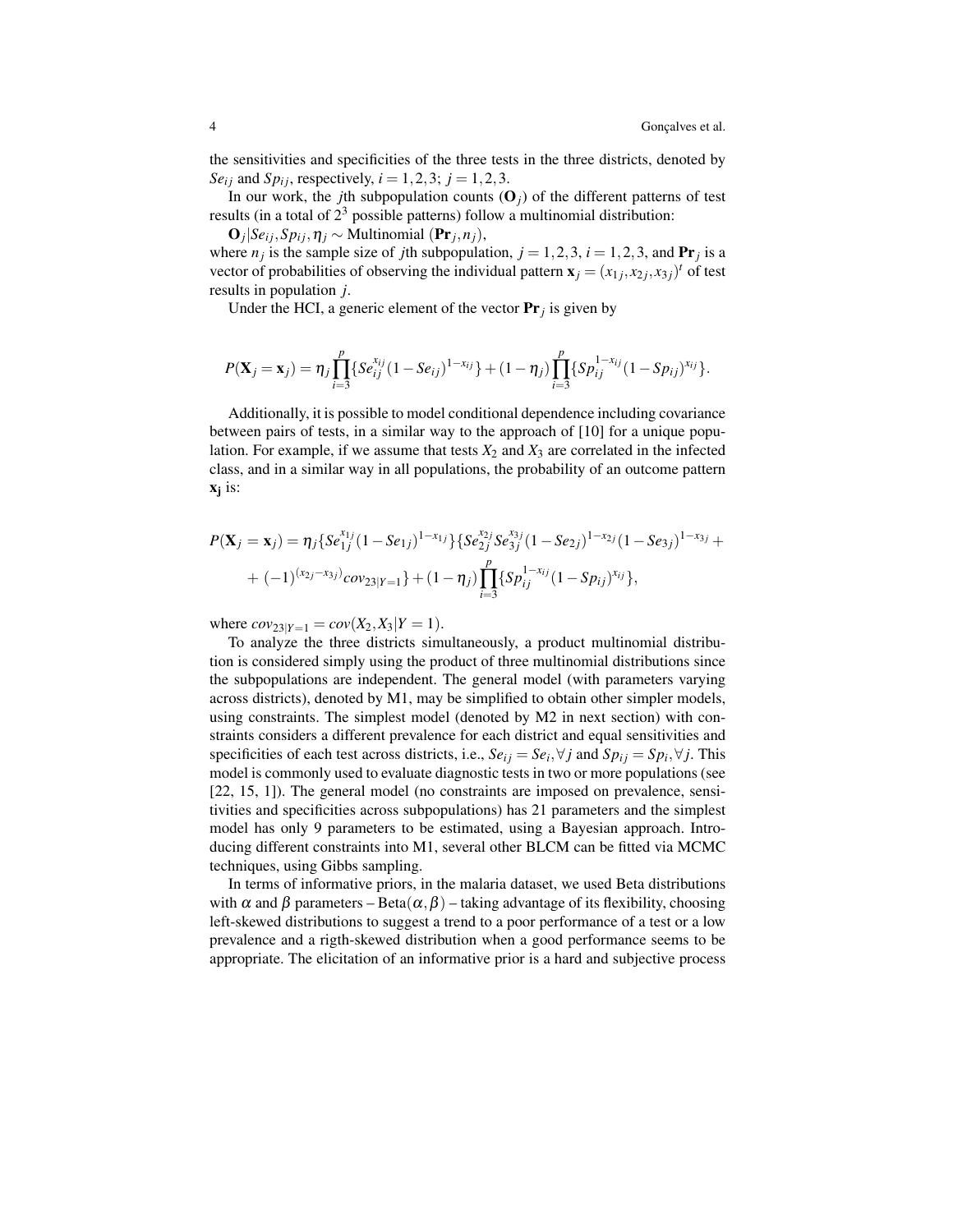the sensitivities and specificities of the three tests in the three districts, denoted by $Se_{ij}$ and $Sp_{ij}$, respectively, $i = 1,2,3$; $j = 1,2,3$.

In our work, the $j$th subpopulation counts ($\mathbf{O}_j$) of the different patterns of test results (in a total of $2^3$ possible patterns) follow a multinomial distribution:

$\mathbf{O}_j | Se_{ij}, Sp_{ij}, \eta_j \sim$ Multinomial $(\mathbf{Pr}_j, n_j)$,

where $n_j$ is the sample size of $j$th subpopulation, $j = 1,2,3$, $i = 1,2,3$, and $\mathbf{Pr}_j$ is a vector of probabilities of observing the individual pattern $\mathbf{x}_j = (x_{1j}, x_{2j}, x_{3j})^t$ of test results in population $j$.

Under the HCI, a generic element of the vector $\mathbf{Pr}_j$ is given by

$$P(\mathbf{X}_j = \mathbf{x}_j) = \eta_j \prod_{i=3}^{p} \{Se_{ij}^{x_{ij}} (1 - Se_{ij})^{1-x_{ij}}\} + (1 - \eta_j) \prod_{i=3}^{p} \{Sp_{ij}^{1-x_{ij}} (1 - Sp_{ij})^{x_{ij}}\}.$$

Additionally, it is possible to model conditional dependence including covariance between pairs of tests, in a similar way to the approach of [10] for a unique population. For example, if we assume that tests $X_2$ and $X_3$ are correlated in the infected class, and in a similar way in all populations, the probability of an outcome pattern $\mathbf{x_j}$ is:

$$P(\mathbf{X}_j = \mathbf{x}_j) = \eta_j \{Se_{1j}^{x_{1j}} (1 - Se_{1j})^{1-x_{1j}}\} \{Se_{2j}^{x_{2j}} Se_{3j}^{x_{3j}} (1 - Se_{2j})^{1-x_{2j}} (1 - Se_{3j})^{1-x_{3j}} + \\ + (-1)^{(x_{2j} - x_{3j})} cov_{23|Y=1}\} + (1 - \eta_j) \prod_{i=3}^{p} \{Sp_{ij}^{1-x_{ij}} (1 - Sp_{ij})^{x_{ij}}\},$$

where $cov_{23|Y=1} = cov(X_2, X_3 | Y = 1)$.

To analyze the three districts simultaneously, a product multinomial distribution is considered simply using the product of three multinomial distributions since the subpopulations are independent. The general model (with parameters varying across districts), denoted by M1, may be simplified to obtain other simpler models, using constraints. The simplest model (denoted by M2 in next section) with constraints considers a different prevalence for each district and equal sensitivities and specificities of each test across districts, i.e., $Se_{ij} = Se_i, \forall j$ and $Sp_{ij} = Sp_i, \forall j$. This model is commonly used to evaluate diagnostic tests in two or more populations (see [22, 15, 1]). The general model (no constraints are imposed on prevalence, sensitivities and specificities across subpopulations) has 21 parameters and the simplest model has only 9 parameters to be estimated, using a Bayesian approach. Introducing different constraints into M1, several other BLCM can be fitted via MCMC techniques, using Gibbs sampling.

In terms of informative priors, in the malaria dataset, we used Beta distributions with $\alpha$ and $\beta$ parameters – Beta$(\alpha, \beta)$ – taking advantage of its flexibility, choosing left-skewed distributions to suggest a trend to a poor performance of a test or a low prevalence and a rigth-skewed distribution when a good performance seems to be appropriate. The elicitation of an informative prior is a hard and subjective process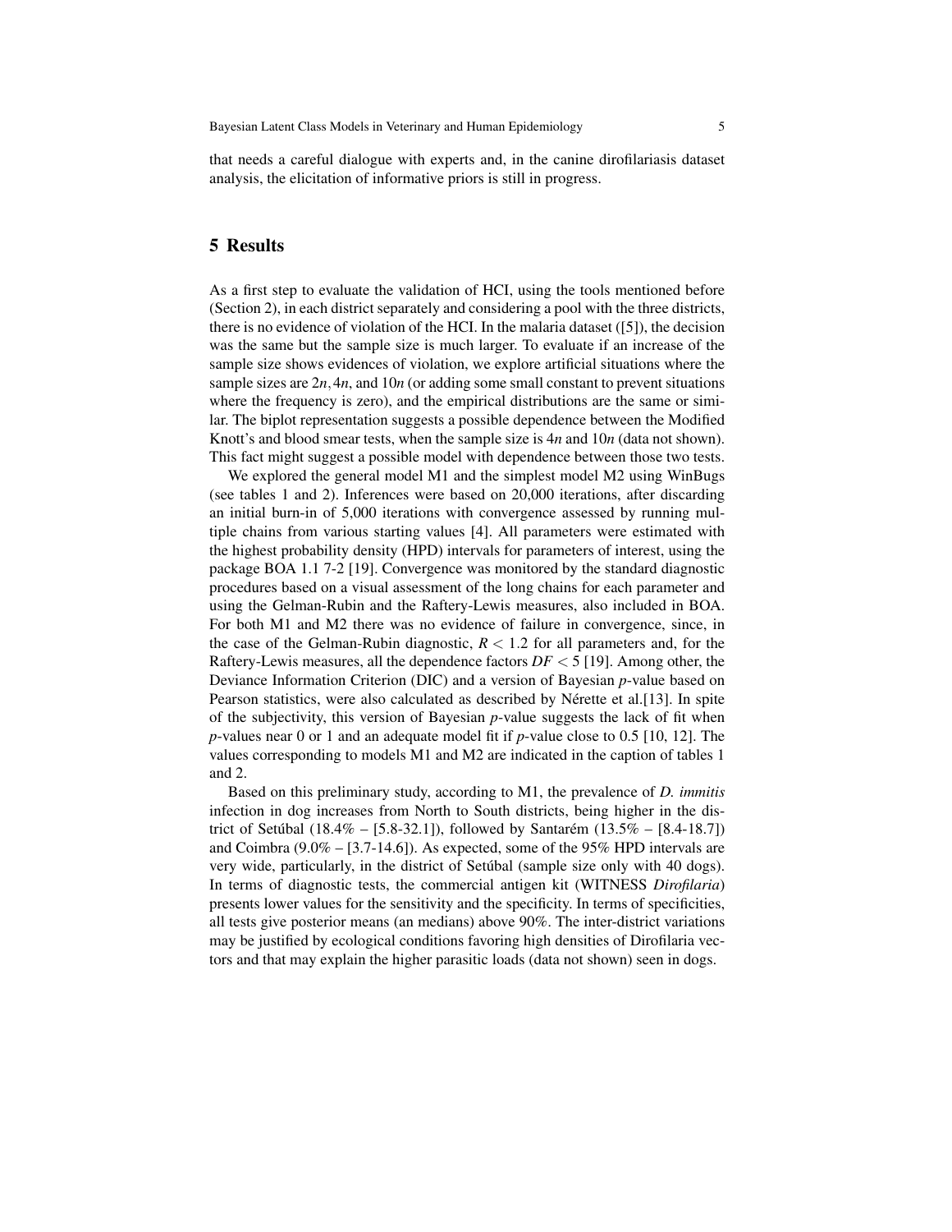that needs a careful dialogue with experts and, in the canine dirofilariasis dataset analysis, the elicitation of informative priors is still in progress.

## 5 Results

As a first step to evaluate the validation of HCI, using the tools mentioned before (Section 2), in each district separately and considering a pool with the three districts, there is no evidence of violation of the HCI. In the malaria dataset ([5]), the decision was the same but the sample size is much larger. To evaluate if an increase of the sample size shows evidences of violation, we explore artificial situations where the sample sizes are $2n, 4n$, and $10n$ (or adding some small constant to prevent situations where the frequency is zero), and the empirical distributions are the same or similar. The biplot representation suggests a possible dependence between the Modified Knott's and blood smear tests, when the sample size is $4n$ and $10n$ (data not shown). This fact might suggest a possible model with dependence between those two tests.

We explored the general model M1 and the simplest model M2 using WinBugs (see tables 1 and 2). Inferences were based on 20,000 iterations, after discarding an initial burn-in of 5,000 iterations with convergence assessed by running multiple chains from various starting values [4]. All parameters were estimated with the highest probability density (HPD) intervals for parameters of interest, using the package BOA 1.1 7-2 [19]. Convergence was monitored by the standard diagnostic procedures based on a visual assessment of the long chains for each parameter and using the Gelman-Rubin and the Raftery-Lewis measures, also included in BOA. For both M1 and M2 there was no evidence of failure in convergence, since, in the case of the Gelman-Rubin diagnostic, $R < 1.2$ for all parameters and, for the Raftery-Lewis measures, all the dependence factors $DF < 5$ [19]. Among other, the Deviance Information Criterion (DIC) and a version of Bayesian *p*-value based on Pearson statistics, were also calculated as described by Nérette et al.[13]. In spite of the subjectivity, this version of Bayesian *p*-value suggests the lack of fit when *p*-values near 0 or 1 and an adequate model fit if *p*-value close to 0.5 [10, 12]. The values corresponding to models M1 and M2 are indicated in the caption of tables 1 and 2.

Based on this preliminary study, according to M1, the prevalence of *D. immitis* infection in dog increases from North to South districts, being higher in the district of Setúbal (18.4% – [5.8-32.1]), followed by Santarém (13.5% – [8.4-18.7]) and Coimbra (9.0% – [3.7-14.6]). As expected, some of the 95% HPD intervals are very wide, particularly, in the district of Setúbal (sample size only with 40 dogs). In terms of diagnostic tests, the commercial antigen kit (WITNESS *Dirofilaria*) presents lower values for the sensitivity and the specificity. In terms of specificities, all tests give posterior means (an medians) above 90%. The inter-district variations may be justified by ecological conditions favoring high densities of Dirofilaria vectors and that may explain the higher parasitic loads (data not shown) seen in dogs.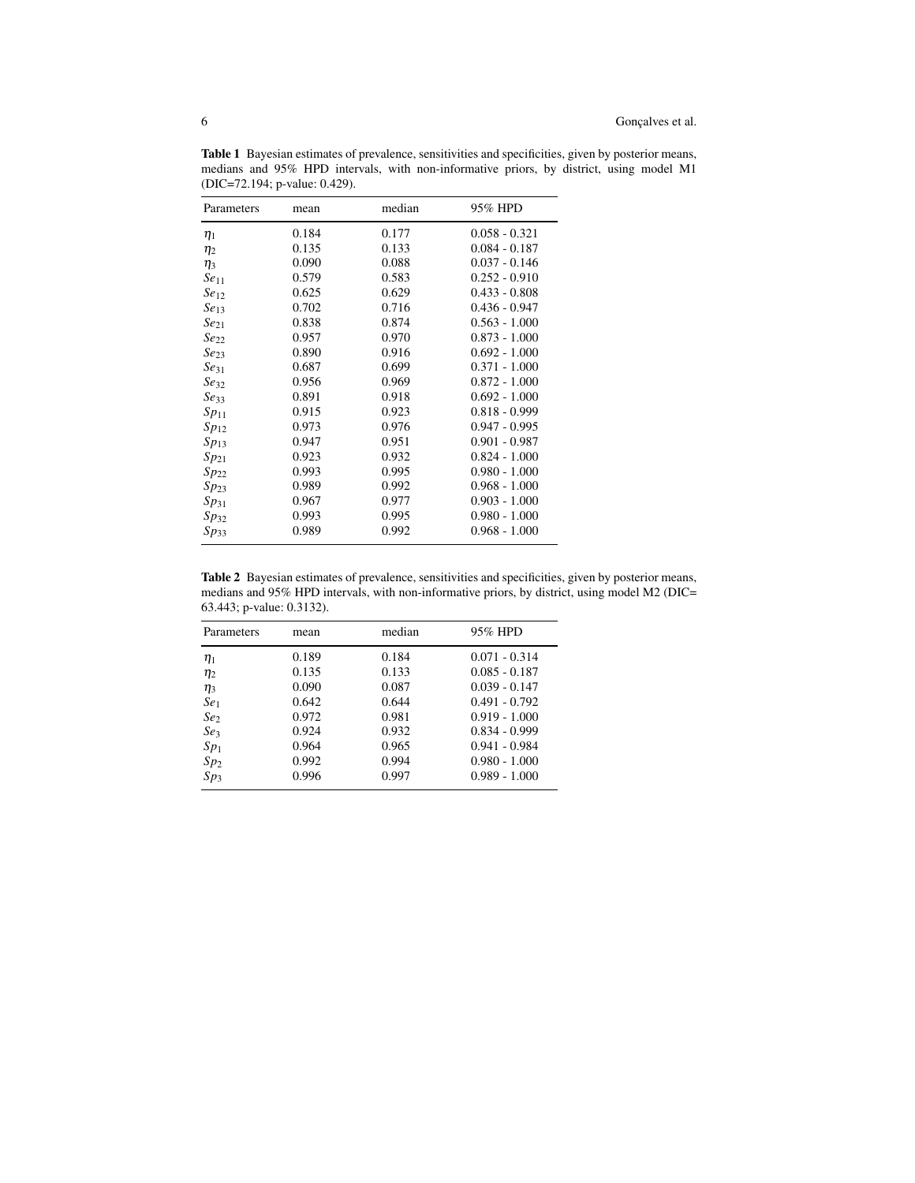**Table 1** Bayesian estimates of prevalence, sensitivities and specificities, given by posterior means, medians and 95% HPD intervals, with non-informative priors, by district, using model M1 (DIC=72.194; p-value: 0.429).

| Parameters | mean | median | 95% HPD |
|---|---|---|---|
| $\eta_1$ | 0.184 | 0.177 | 0.058 - 0.321 |
| $\eta_2$ | 0.135 | 0.133 | 0.084 - 0.187 |
| $\eta_3$ | 0.090 | 0.088 | 0.037 - 0.146 |
| $Se_{11}$ | 0.579 | 0.583 | 0.252 - 0.910 |
| $Se_{12}$ | 0.625 | 0.629 | 0.433 - 0.808 |
| $Se_{13}$ | 0.702 | 0.716 | 0.436 - 0.947 |
| $Se_{21}$ | 0.838 | 0.874 | 0.563 - 1.000 |
| $Se_{22}$ | 0.957 | 0.970 | 0.873 - 1.000 |
| $Se_{23}$ | 0.890 | 0.916 | 0.692 - 1.000 |
| $Se_{31}$ | 0.687 | 0.699 | 0.371 - 1.000 |
| $Se_{32}$ | 0.956 | 0.969 | 0.872 - 1.000 |
| $Se_{33}$ | 0.891 | 0.918 | 0.692 - 1.000 |
| $Sp_{11}$ | 0.915 | 0.923 | 0.818 - 0.999 |
| $Sp_{12}$ | 0.973 | 0.976 | 0.947 - 0.995 |
| $Sp_{13}$ | 0.947 | 0.951 | 0.901 - 0.987 |
| $Sp_{21}$ | 0.923 | 0.932 | 0.824 - 1.000 |
| $Sp_{22}$ | 0.993 | 0.995 | 0.980 - 1.000 |
| $Sp_{23}$ | 0.989 | 0.992 | 0.968 - 1.000 |
| $Sp_{31}$ | 0.967 | 0.977 | 0.903 - 1.000 |
| $Sp_{32}$ | 0.993 | 0.995 | 0.980 - 1.000 |
| $Sp_{33}$ | 0.989 | 0.992 | 0.968 - 1.000 |

**Table 2** Bayesian estimates of prevalence, sensitivities and specificities, given by posterior means, medians and 95% HPD intervals, with non-informative priors, by district, using model M2 (DIC= 63.443; p-value: 0.3132).

| Parameters | mean | median | 95% HPD |
|---|---|---|---|
| $\eta_1$ | 0.189 | 0.184 | 0.071 - 0.314 |
| $\eta_2$ | 0.135 | 0.133 | 0.085 - 0.187 |
| $\eta_3$ | 0.090 | 0.087 | 0.039 - 0.147 |
| $Se_1$ | 0.642 | 0.644 | 0.491 - 0.792 |
| $Se_2$ | 0.972 | 0.981 | 0.919 - 1.000 |
| $Se_3$ | 0.924 | 0.932 | 0.834 - 0.999 |
| $Sp_1$ | 0.964 | 0.965 | 0.941 - 0.984 |
| $Sp_2$ | 0.992 | 0.994 | 0.980 - 1.000 |
| $Sp_3$ | 0.996 | 0.997 | 0.989 - 1.000 |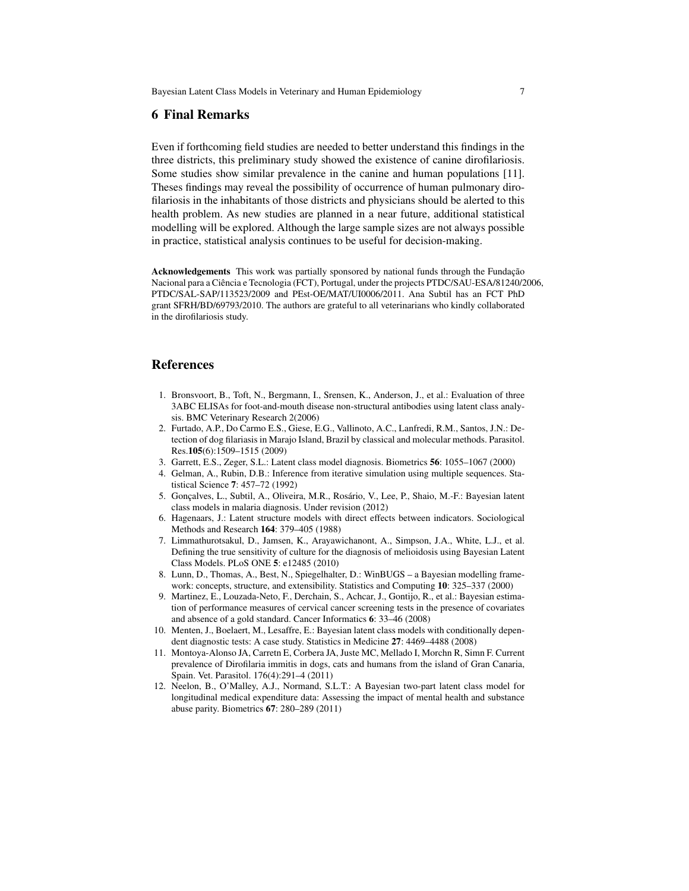## 6 Final Remarks

Even if forthcoming field studies are needed to better understand this findings in the three districts, this preliminary study showed the existence of canine dirofilariosis. Some studies show similar prevalence in the canine and human populations [11]. Theses findings may reveal the possibility of occurrence of human pulmonary dirofilariosis in the inhabitants of those districts and physicians should be alerted to this health problem. As new studies are planned in a near future, additional statistical modelling will be explored. Although the large sample sizes are not always possible in practice, statistical analysis continues to be useful for decision-making.

**Acknowledgements** This work was partially sponsored by national funds through the Fundação Nacional para a Ciência e Tecnologia (FCT), Portugal, under the projects PTDC/SAU-ESA/81240/2006, PTDC/SAL-SAP/113523/2009 and PEst-OE/MAT/UI0006/2011. Ana Subtil has an FCT PhD grant SFRH/BD/69793/2010. The authors are grateful to all veterinarians who kindly collaborated in the dirofilariosis study.

## References

1. Bronsvoort, B., Toft, N., Bergmann, I., Srensen, K., Anderson, J., et al.: Evaluation of three 3ABC ELISAs for foot-and-mouth disease non-structural antibodies using latent class analysis. BMC Veterinary Research 2(2006)
2. Furtado, A.P., Do Carmo E.S., Giese, E.G., Vallinoto, A.C., Lanfredi, R.M., Santos, J.N.: Detection of dog filariasis in Marajo Island, Brazil by classical and molecular methods. Parasitol. Res.**105**(6):1509–1515 (2009)
3. Garrett, E.S., Zeger, S.L.: Latent class model diagnosis. Biometrics **56**: 1055–1067 (2000)
4. Gelman, A., Rubin, D.B.: Inference from iterative simulation using multiple sequences. Statistical Science **7**: 457–72 (1992)
5. Gonçalves, L., Subtil, A., Oliveira, M.R., Rosário, V., Lee, P., Shaio, M.-F.: Bayesian latent class models in malaria diagnosis. Under revision (2012)
6. Hagenaars, J.: Latent structure models with direct effects between indicators. Sociological Methods and Research **164**: 379–405 (1988)
7. Limmathurotsakul, D., Jamsen, K., Arayawichanont, A., Simpson, J.A., White, L.J., et al. Defining the true sensitivity of culture for the diagnosis of melioidosis using Bayesian Latent Class Models. PLoS ONE **5**: e12485 (2010)
8. Lunn, D., Thomas, A., Best, N., Spiegelhalter, D.: WinBUGS – a Bayesian modelling framework: concepts, structure, and extensibility. Statistics and Computing **10**: 325–337 (2000)
9. Martinez, E., Louzada-Neto, F., Derchain, S., Achcar, J., Gontijo, R., et al.: Bayesian estimation of performance measures of cervical cancer screening tests in the presence of covariates and absence of a gold standard. Cancer Informatics **6**: 33–46 (2008)
10. Menten, J., Boelaert, M., Lesaffre, E.: Bayesian latent class models with conditionally dependent diagnostic tests: A case study. Statistics in Medicine **27**: 4469–4488 (2008)
11. Montoya-Alonso JA, Carretn E, Corbera JA, Juste MC, Mellado I, Morchn R, Simn F. Current prevalence of Dirofilaria immitis in dogs, cats and humans from the island of Gran Canaria, Spain. Vet. Parasitol. 176(4):291–4 (2011)
12. Neelon, B., O'Malley, A.J., Normand, S.L.T.: A Bayesian two-part latent class model for longitudinal medical expenditure data: Assessing the impact of mental health and substance abuse parity. Biometrics **67**: 280–289 (2011)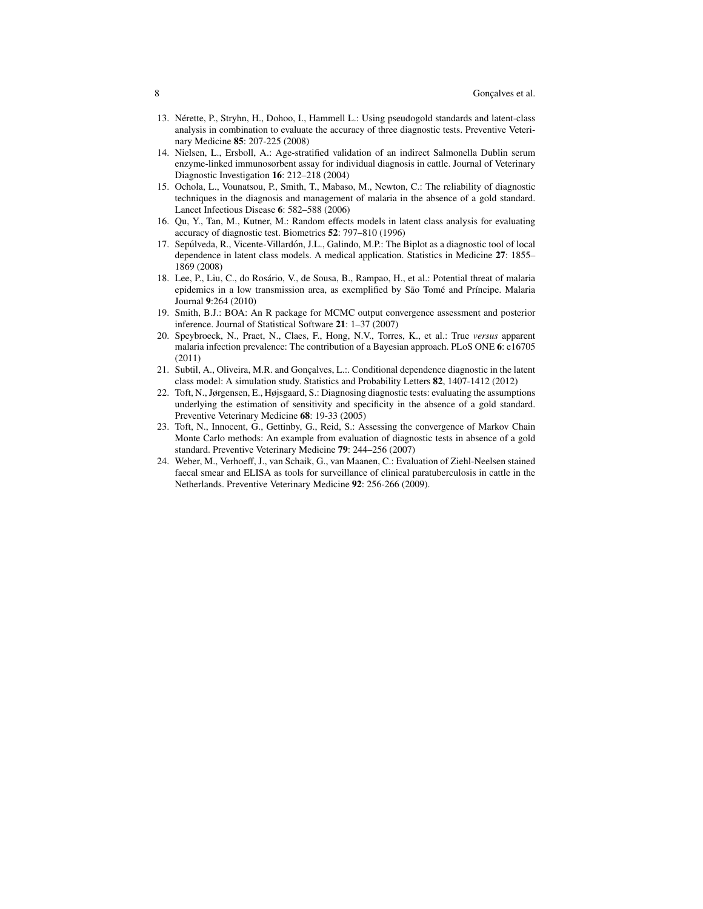13. Nérette, P., Stryhn, H., Dohoo, I., Hammell L.: Using pseudogold standards and latent-class analysis in combination to evaluate the accuracy of three diagnostic tests. Preventive Veterinary Medicine **85**: 207-225 (2008)
14. Nielsen, L., Ersboll, A.: Age-stratified validation of an indirect Salmonella Dublin serum enzyme-linked immunosorbent assay for individual diagnosis in cattle. Journal of Veterinary Diagnostic Investigation **16**: 212–218 (2004)
15. Ochola, L., Vounatsou, P., Smith, T., Mabaso, M., Newton, C.: The reliability of diagnostic techniques in the diagnosis and management of malaria in the absence of a gold standard. Lancet Infectious Disease **6**: 582–588 (2006)
16. Qu, Y., Tan, M., Kutner, M.: Random effects models in latent class analysis for evaluating accuracy of diagnostic test. Biometrics **52**: 797–810 (1996)
17. Sepúlveda, R., Vicente-Villardón, J.L., Galindo, M.P.: The Biplot as a diagnostic tool of local dependence in latent class models. A medical application. Statistics in Medicine **27**: 1855–1869 (2008)
18. Lee, P., Liu, C., do Rosário, V., de Sousa, B., Rampao, H., et al.: Potential threat of malaria epidemics in a low transmission area, as exemplified by São Tomé and Príncipe. Malaria Journal **9**:264 (2010)
19. Smith, B.J.: BOA: An R package for MCMC output convergence assessment and posterior inference. Journal of Statistical Software **21**: 1–37 (2007)
20. Speybroeck, N., Praet, N., Claes, F., Hong, N.V., Torres, K., et al.: True *versus* apparent malaria infection prevalence: The contribution of a Bayesian approach. PLoS ONE **6**: e16705 (2011)
21. Subtil, A., Oliveira, M.R. and Gonçalves, L.:. Conditional dependence diagnostic in the latent class model: A simulation study. Statistics and Probability Letters **82**, 1407-1412 (2012)
22. Toft, N., Jørgensen, E., Højsgaard, S.: Diagnosing diagnostic tests: evaluating the assumptions underlying the estimation of sensitivity and specificity in the absence of a gold standard. Preventive Veterinary Medicine **68**: 19-33 (2005)
23. Toft, N., Innocent, G., Gettinby, G., Reid, S.: Assessing the convergence of Markov Chain Monte Carlo methods: An example from evaluation of diagnostic tests in absence of a gold standard. Preventive Veterinary Medicine **79**: 244–256 (2007)
24. Weber, M., Verhoeff, J., van Schaik, G., van Maanen, C.: Evaluation of Ziehl-Neelsen stained faecal smear and ELISA as tools for surveillance of clinical paratuberculosis in cattle in the Netherlands. Preventive Veterinary Medicine **92**: 256-266 (2009).